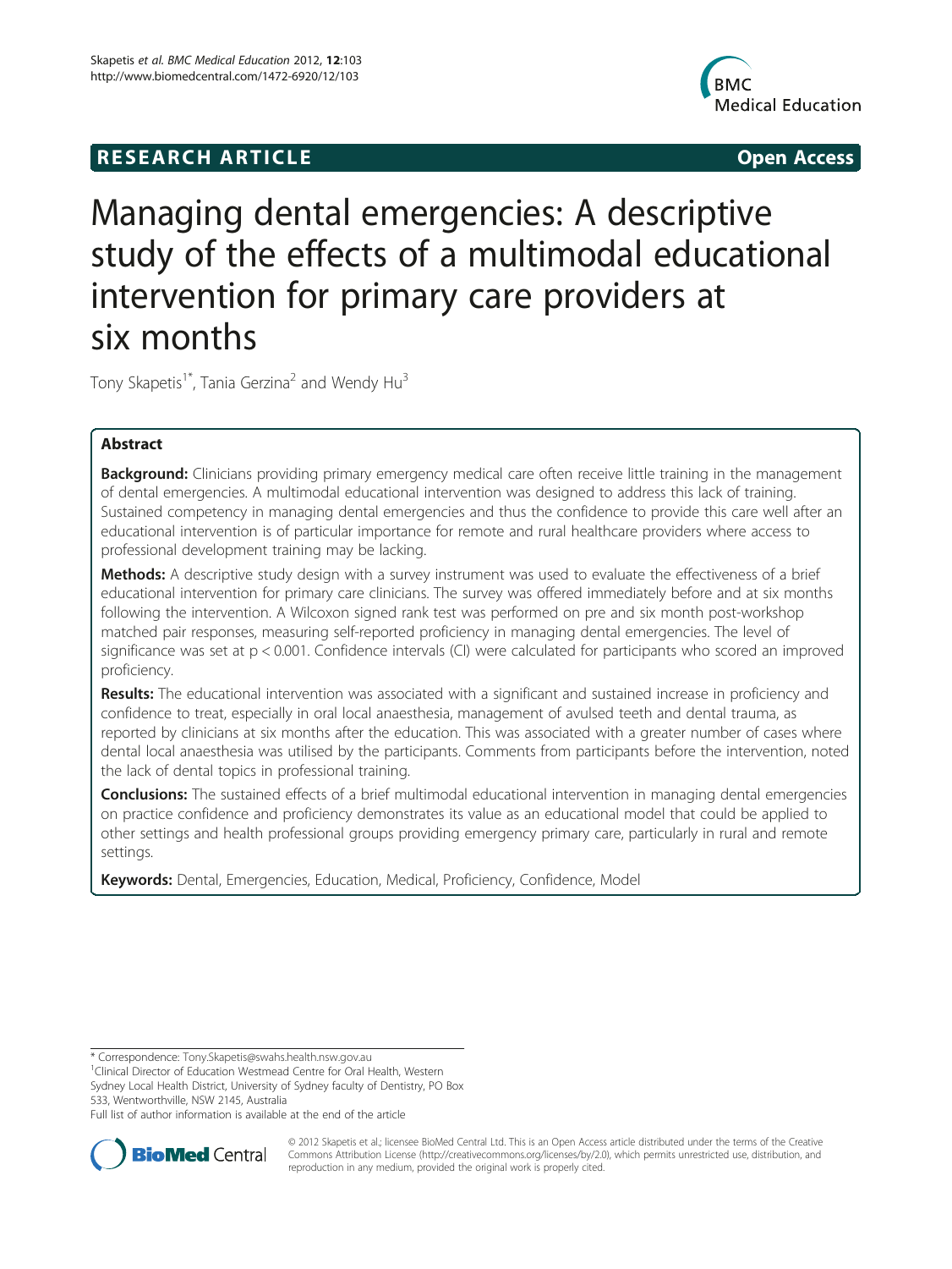**RESEARCH ARTICLE** **Open Access**

# Managing dental emergencies: A descriptive study of the effects of a multimodal educational intervention for primary care providers at six months

Tony Skapetis[1*], Tania Gerzina[2] and Wendy Hu[3]

## Abstract

**Background:** Clinicians providing primary emergency medical care often receive little training in the management of dental emergencies. A multimodal educational intervention was designed to address this lack of training. Sustained competency in managing dental emergencies and thus the confidence to provide this care well after an educational intervention is of particular importance for remote and rural healthcare providers where access to professional development training may be lacking.

**Methods:** A descriptive study design with a survey instrument was used to evaluate the effectiveness of a brief educational intervention for primary care clinicians. The survey was offered immediately before and at six months following the intervention. A Wilcoxon signed rank test was performed on pre and six month post-workshop matched pair responses, measuring self-reported proficiency in managing dental emergencies. The level of significance was set at $p < 0.001$. Confidence intervals (CI) were calculated for participants who scored an improved proficiency.

**Results:** The educational intervention was associated with a significant and sustained increase in proficiency and confidence to treat, especially in oral local anaesthesia, management of avulsed teeth and dental trauma, as reported by clinicians at six months after the education. This was associated with a greater number of cases where dental local anaesthesia was utilised by the participants. Comments from participants before the intervention, noted the lack of dental topics in professional training.

**Conclusions:** The sustained effects of a brief multimodal educational intervention in managing dental emergencies on practice confidence and proficiency demonstrates its value as an educational model that could be applied to other settings and health professional groups providing emergency primary care, particularly in rural and remote settings.

**Keywords:** Dental, Emergencies, Education, Medical, Proficiency, Confidence, Model

\* Correspondence: Tony.Skapetis@swahs.health.nsw.gov.au
[1]Clinical Director of Education Westmead Centre for Oral Health, Western Sydney Local Health District, University of Sydney faculty of Dentistry, PO Box 533, Wentworthville, NSW 2145, Australia
Full list of author information is available at the end of the article

© 2012 Skapetis et al.; licensee BioMed Central Ltd. This is an Open Access article distributed under the terms of the Creative Commons Attribution License (http://creativecommons.org/licenses/by/2.0), which permits unrestricted use, distribution, and reproduction in any medium, provided the original work is properly cited.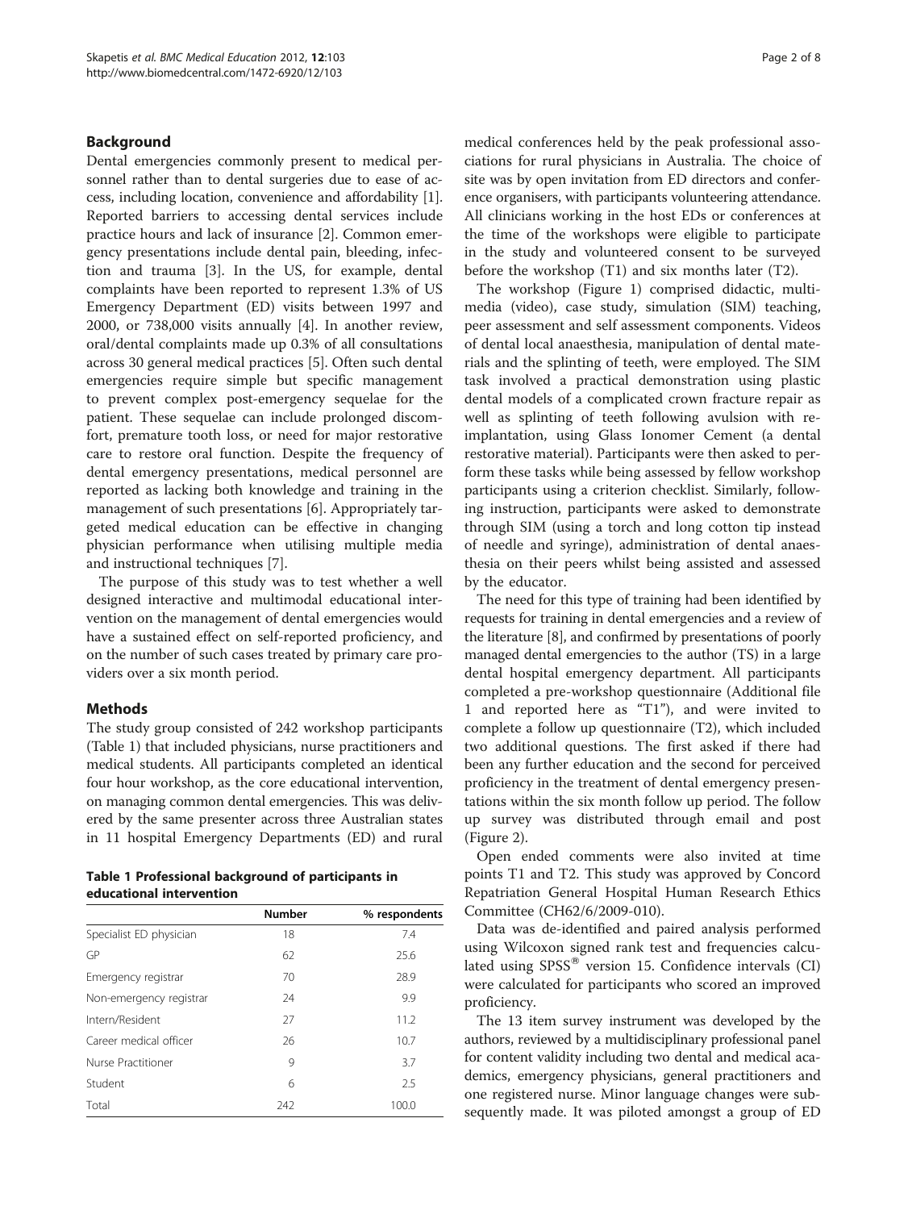## Background

Dental emergencies commonly present to medical personnel rather than to dental surgeries due to ease of access, including location, convenience and affordability [1]. Reported barriers to accessing dental services include practice hours and lack of insurance [2]. Common emergency presentations include dental pain, bleeding, infection and trauma [3]. In the US, for example, dental complaints have been reported to represent 1.3% of US Emergency Department (ED) visits between 1997 and 2000, or 738,000 visits annually [4]. In another review, oral/dental complaints made up 0.3% of all consultations across 30 general medical practices [5]. Often such dental emergencies require simple but specific management to prevent complex post-emergency sequelae for the patient. These sequelae can include prolonged discomfort, premature tooth loss, or need for major restorative care to restore oral function. Despite the frequency of dental emergency presentations, medical personnel are reported as lacking both knowledge and training in the management of such presentations [6]. Appropriately targeted medical education can be effective in changing physician performance when utilising multiple media and instructional techniques [7].

The purpose of this study was to test whether a well designed interactive and multimodal educational intervention on the management of dental emergencies would have a sustained effect on self-reported proficiency, and on the number of such cases treated by primary care providers over a six month period.

## Methods

The study group consisted of 242 workshop participants (Table 1) that included physicians, nurse practitioners and medical students. All participants completed an identical four hour workshop, as the core educational intervention, on managing common dental emergencies. This was delivered by the same presenter across three Australian states in 11 hospital Emergency Departments (ED) and rural medical conferences held by the peak professional associations for rural physicians in Australia. The choice of site was by open invitation from ED directors and conference organisers, with participants volunteering attendance. All clinicians working in the host EDs or conferences at the time of the workshops were eligible to participate in the study and volunteered consent to be surveyed before the workshop (T1) and six months later (T2).

**Table 1 Professional background of participants in educational intervention**

| | Number | % respondents |
|---|---|---|
| Specialist ED physician | 18 | 7.4 |
| GP | 62 | 25.6 |
| Emergency registrar | 70 | 28.9 |
| Non-emergency registrar | 24 | 9.9 |
| Intern/Resident | 27 | 11.2 |
| Career medical officer | 26 | 10.7 |
| Nurse Practitioner | 9 | 3.7 |
| Student | 6 | 2.5 |
| Total | 242 | 100.0 |

The workshop (Figure 1) comprised didactic, multimedia (video), case study, simulation (SIM) teaching, peer assessment and self assessment components. Videos of dental local anaesthesia, manipulation of dental materials and the splinting of teeth, were employed. The SIM task involved a practical demonstration using plastic dental models of a complicated crown fracture repair as well as splinting of teeth following avulsion with re-implantation, using Glass Ionomer Cement (a dental restorative material). Participants were then asked to perform these tasks while being assessed by fellow workshop participants using a criterion checklist. Similarly, following instruction, participants were asked to demonstrate through SIM (using a torch and long cotton tip instead of needle and syringe), administration of dental anaesthesia on their peers whilst being assisted and assessed by the educator.

The need for this type of training had been identified by requests for training in dental emergencies and a review of the literature [8], and confirmed by presentations of poorly managed dental emergencies to the author (TS) in a large dental hospital emergency department. All participants completed a pre-workshop questionnaire (Additional file 1 and reported here as "T1"), and were invited to complete a follow up questionnaire (T2), which included two additional questions. The first asked if there had been any further education and the second for perceived proficiency in the treatment of dental emergency presentations within the six month follow up period. The follow up survey was distributed through email and post (Figure 2).

Open ended comments were also invited at time points T1 and T2. This study was approved by Concord Repatriation General Hospital Human Research Ethics Committee (CH62/6/2009-010).

Data was de-identified and paired analysis performed using Wilcoxon signed rank test and frequencies calculated using SPSS® version 15. Confidence intervals (CI) were calculated for participants who scored an improved proficiency.

The 13 item survey instrument was developed by the authors, reviewed by a multidisciplinary professional panel for content validity including two dental and medical academics, emergency physicians, general practitioners and one registered nurse. Minor language changes were subsequently made. It was piloted amongst a group of ED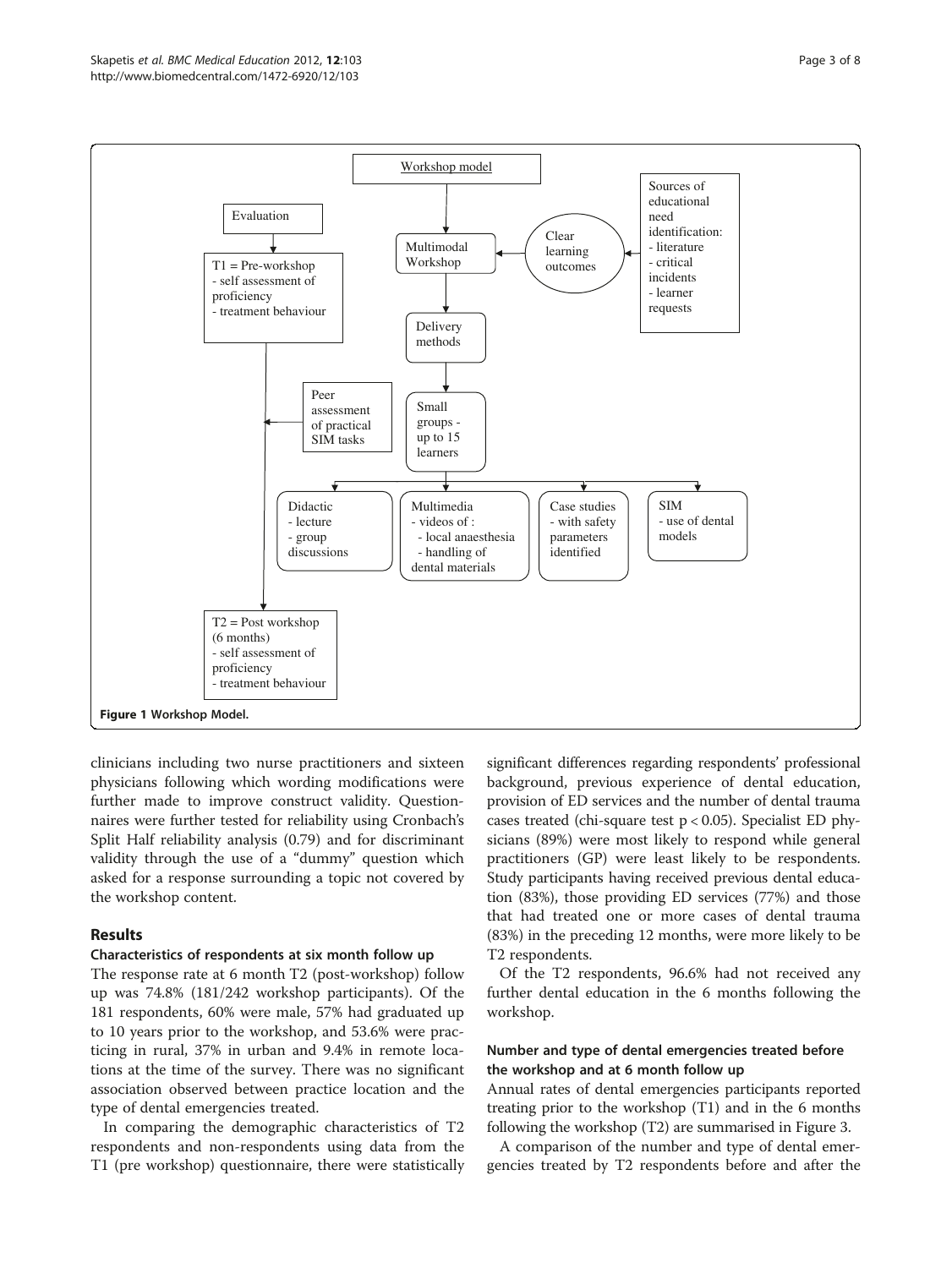**Figure 1 Workshop Model.**

clinicians including two nurse practitioners and sixteen physicians following which wording modifications were further made to improve construct validity. Questionnaires were further tested for reliability using Cronbach's Split Half reliability analysis (0.79) and for discriminant validity through the use of a "dummy" question which asked for a response surrounding a topic not covered by the workshop content.

## Results

### Characteristics of respondents at six month follow up

The response rate at 6 month T2 (post-workshop) follow up was 74.8% (181/242 workshop participants). Of the 181 respondents, 60% were male, 57% had graduated up to 10 years prior to the workshop, and 53.6% were practicing in rural, 37% in urban and 9.4% in remote locations at the time of the survey. There was no significant association observed between practice location and the type of dental emergencies treated.

In comparing the demographic characteristics of T2 respondents and non-respondents using data from the T1 (pre workshop) questionnaire, there were statistically significant differences regarding respondents' professional background, previous experience of dental education, provision of ED services and the number of dental trauma cases treated (chi-square test $p < 0.05$). Specialist ED physicians (89%) were most likely to respond while general practitioners (GP) were least likely to be respondents. Study participants having received previous dental education (83%), those providing ED services (77%) and those that had treated one or more cases of dental trauma (83%) in the preceding 12 months, were more likely to be T2 respondents.

Of the T2 respondents, 96.6% had not received any further dental education in the 6 months following the workshop.

### Number and type of dental emergencies treated before the workshop and at 6 month follow up

Annual rates of dental emergencies participants reported treating prior to the workshop (T1) and in the 6 months following the workshop (T2) are summarised in Figure 3.

A comparison of the number and type of dental emergencies treated by T2 respondents before and after the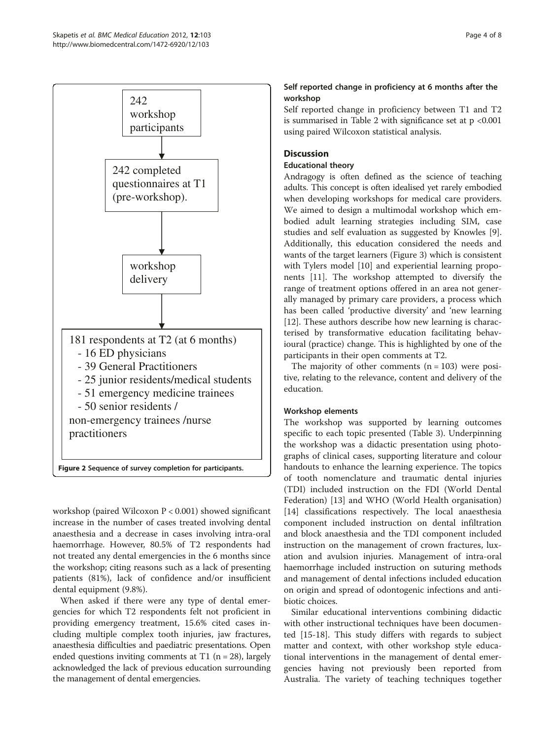242 workshop participants

↓

242 completed questionnaires at T1 (pre-workshop).

↓

workshop delivery

↓

181 respondents at T2 (at 6 months)
- 16 ED physicians
- 39 General Practitioners
- 25 junior residents/medical students
- 51 emergency medicine trainees
- 50 senior residents / non-emergency trainees /nurse practitioners

**Figure 2 Sequence of survey completion for participants.**

workshop (paired Wilcoxon $P < 0.001$) showed significant increase in the number of cases treated involving dental anaesthesia and a decrease in cases involving intra-oral haemorrhage. However, 80.5% of T2 respondents had not treated any dental emergencies in the 6 months since the workshop; citing reasons such as a lack of presenting patients (81%), lack of confidence and/or insufficient dental equipment (9.8%).

When asked if there were any type of dental emergencies for which T2 respondents felt not proficient in providing emergency treatment, 15.6% cited cases including multiple complex tooth injuries, jaw fractures, anaesthesia difficulties and paediatric presentations. Open ended questions inviting comments at T1 (n = 28), largely acknowledged the lack of previous education surrounding the management of dental emergencies.

### Self reported change in proficiency at 6 months after the workshop

Self reported change in proficiency between T1 and T2 is summarised in Table 2 with significance set at $p < 0.001$ using paired Wilcoxon statistical analysis.

## Discussion

### Educational theory

Andragogy is often defined as the science of teaching adults. This concept is often idealised yet rarely embodied when developing workshops for medical care providers. We aimed to design a multimodal workshop which embodied adult learning strategies including SIM, case studies and self evaluation as suggested by Knowles [9]. Additionally, this education considered the needs and wants of the target learners (Figure 3) which is consistent with Tylers model [10] and experiential learning proponents [11]. The workshop attempted to diversify the range of treatment options offered in an area not generally managed by primary care providers, a process which has been called 'productive diversity' and 'new learning [12]. These authors describe how new learning is characterised by transformative education facilitating behavioural (practice) change. This is highlighted by one of the participants in their open comments at T2.

The majority of other comments (n = 103) were positive, relating to the relevance, content and delivery of the education.

### Workshop elements

The workshop was supported by learning outcomes specific to each topic presented (Table 3). Underpinning the workshop was a didactic presentation using photographs of clinical cases, supporting literature and colour handouts to enhance the learning experience. The topics of tooth nomenclature and traumatic dental injuries (TDI) included instruction on the FDI (World Dental Federation) [13] and WHO (World Health organisation) [14] classifications respectively. The local anaesthesia component included instruction on dental infiltration and block anaesthesia and the TDI component included instruction on the management of crown fractures, luxation and avulsion injuries. Management of intra-oral haemorrhage included instruction on suturing methods and management of dental infections included education on origin and spread of odontogenic infections and antibiotic choices.

Similar educational interventions combining didactic with other instructional techniques have been documented [15-18]. This study differs with regards to subject matter and context, with other workshop style educational interventions in the management of dental emergencies having not previously been reported from Australia. The variety of teaching techniques together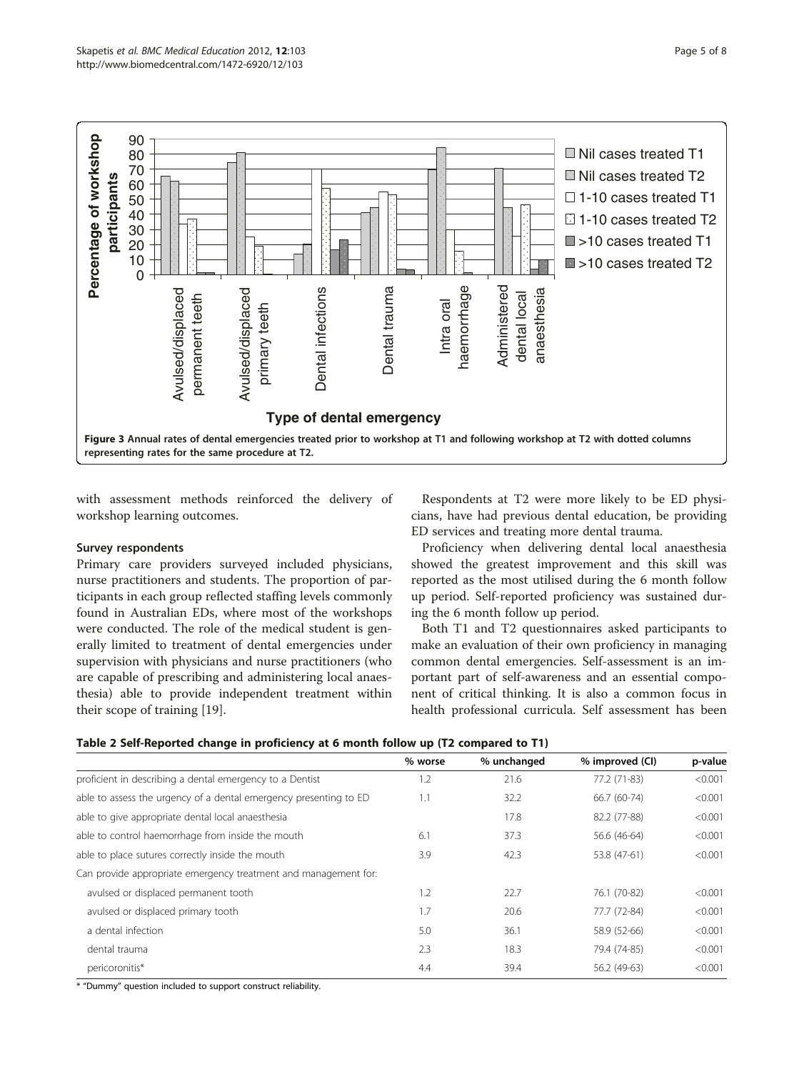Figure 3 Annual rates of dental emergencies treated prior to workshop at T1 and following workshop at T2 with dotted columns representing rates for the same procedure at T2.

with assessment methods reinforced the delivery of workshop learning outcomes.

### Survey respondents

Primary care providers surveyed included physicians, nurse practitioners and students. The proportion of participants in each group reflected staffing levels commonly found in Australian EDs, where most of the workshops were conducted. The role of the medical student is generally limited to treatment of dental emergencies under supervision with physicians and nurse practitioners (who are capable of prescribing and administering local anaesthesia) able to provide independent treatment within their scope of training [19].

Respondents at T2 were more likely to be ED physicians, have had previous dental education, be providing ED services and treating more dental trauma.

Proficiency when delivering dental local anaesthesia showed the greatest improvement and this skill was reported as the most utilised during the 6 month follow up period. Self-reported proficiency was sustained during the 6 month follow up period.

Both T1 and T2 questionnaires asked participants to make an evaluation of their own proficiency in managing common dental emergencies. Self-assessment is an important part of self-awareness and an essential component of critical thinking. It is also a common focus in health professional curricula. Self assessment has been

**Table 2 Self-Reported change in proficiency at 6 month follow up (T2 compared to T1)**

| | % worse | % unchanged | % improved (CI) | p-value |
|---|---|---|---|---|
| proficient in describing a dental emergency to a Dentist | 1.2 | 21.6 | 77.2 (71-83) | <0.001 |
| able to assess the urgency of a dental emergency presenting to ED | 1.1 | 32.2 | 66.7 (60-74) | <0.001 |
| able to give appropriate dental local anaesthesia | | 17.8 | 82.2 (77-88) | <0.001 |
| able to control haemorrhage from inside the mouth | 6.1 | 37.3 | 56.6 (46-64) | <0.001 |
| able to place sutures correctly inside the mouth | 3.9 | 42.3 | 53.8 (47-61) | <0.001 |
| Can provide appropriate emergency treatment and management for: | | | | |
| avulsed or displaced permanent tooth | 1.2 | 22.7 | 76.1 (70-82) | <0.001 |
| avulsed or displaced primary tooth | 1.7 | 20.6 | 77.7 (72-84) | <0.001 |
| a dental infection | 5.0 | 36.1 | 58.9 (52-66) | <0.001 |
| dental trauma | 2.3 | 18.3 | 79.4 (74-85) | <0.001 |
| pericoronitis* | 4.4 | 39.4 | 56.2 (49-63) | <0.001 |

* "Dummy" question included to support construct reliability.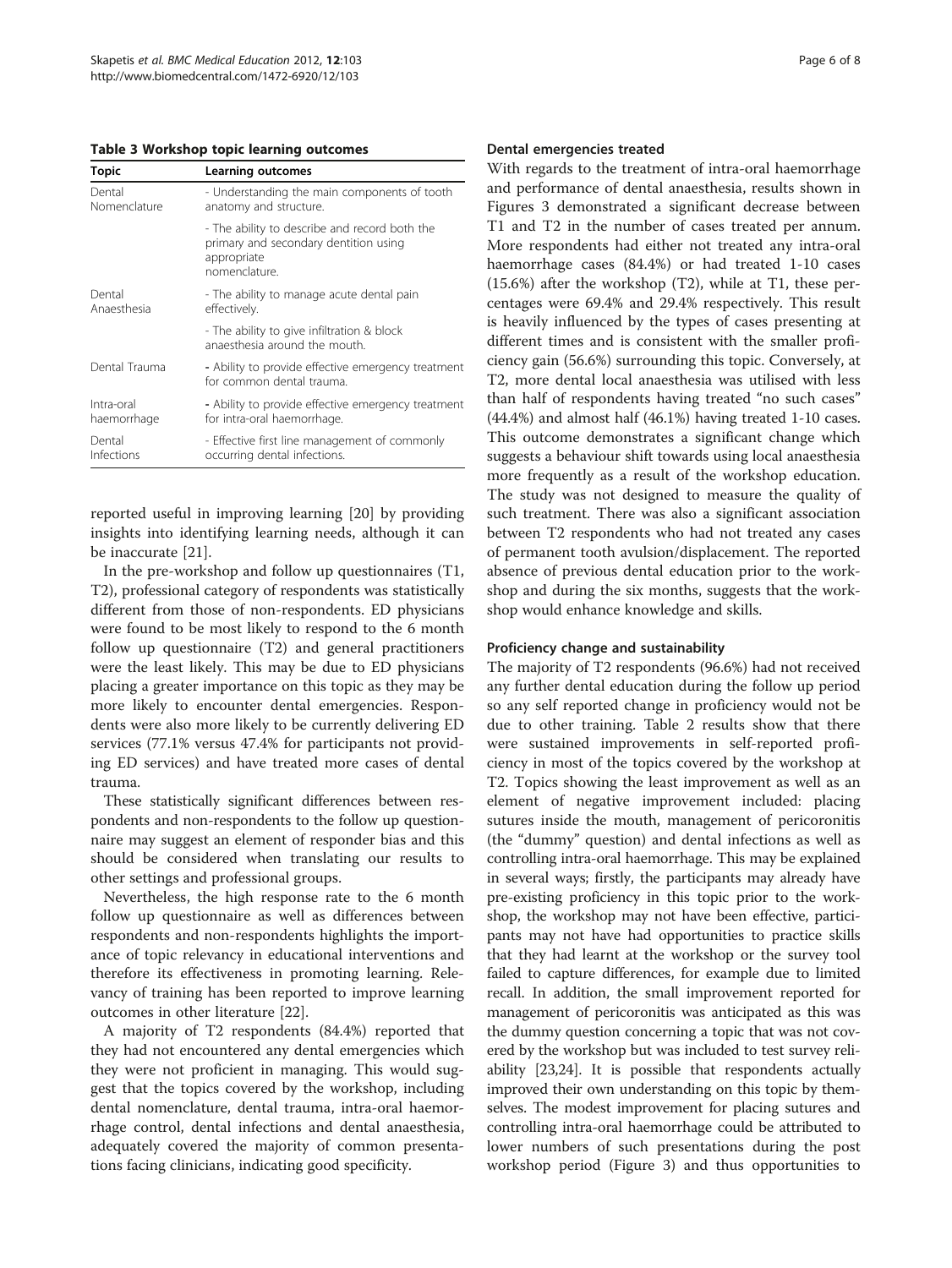**Table 3 Workshop topic learning outcomes**

| Topic | Learning outcomes |
|---|---|
| Dental Nomenclature | - Understanding the main components of tooth anatomy and structure. |
| | - The ability to describe and record both the primary and secondary dentition using appropriate nomenclature. |
| Dental Anaesthesia | - The ability to manage acute dental pain effectively. |
| | - The ability to give infiltration & block anaesthesia around the mouth. |
| Dental Trauma | - Ability to provide effective emergency treatment for common dental trauma. |
| Intra-oral haemorrhage | - Ability to provide effective emergency treatment for intra-oral haemorrhage. |
| Dental Infections | - Effective first line management of commonly occurring dental infections. |

reported useful in improving learning [20] by providing insights into identifying learning needs, although it can be inaccurate [21].

In the pre-workshop and follow up questionnaires (T1, T2), professional category of respondents was statistically different from those of non-respondents. ED physicians were found to be most likely to respond to the 6 month follow up questionnaire (T2) and general practitioners were the least likely. This may be due to ED physicians placing a greater importance on this topic as they may be more likely to encounter dental emergencies. Respondents were also more likely to be currently delivering ED services (77.1% versus 47.4% for participants not providing ED services) and have treated more cases of dental trauma.

These statistically significant differences between respondents and non-respondents to the follow up questionnaire may suggest an element of responder bias and this should be considered when translating our results to other settings and professional groups.

Nevertheless, the high response rate to the 6 month follow up questionnaire as well as differences between respondents and non-respondents highlights the importance of topic relevancy in educational interventions and therefore its effectiveness in promoting learning. Relevancy of training has been reported to improve learning outcomes in other literature [22].

A majority of T2 respondents (84.4%) reported that they had not encountered any dental emergencies which they were not proficient in managing. This would suggest that the topics covered by the workshop, including dental nomenclature, dental trauma, intra-oral haemorrhage control, dental infections and dental anaesthesia, adequately covered the majority of common presentations facing clinicians, indicating good specificity.

### Dental emergencies treated

With regards to the treatment of intra-oral haemorrhage and performance of dental anaesthesia, results shown in Figures 3 demonstrated a significant decrease between T1 and T2 in the number of cases treated per annum. More respondents had either not treated any intra-oral haemorrhage cases (84.4%) or had treated 1-10 cases (15.6%) after the workshop (T2), while at T1, these percentages were 69.4% and 29.4% respectively. This result is heavily influenced by the types of cases presenting at different times and is consistent with the smaller proficiency gain (56.6%) surrounding this topic. Conversely, at T2, more dental local anaesthesia was utilised with less than half of respondents having treated "no such cases" (44.4%) and almost half (46.1%) having treated 1-10 cases. This outcome demonstrates a significant change which suggests a behaviour shift towards using local anaesthesia more frequently as a result of the workshop education. The study was not designed to measure the quality of such treatment. There was also a significant association between T2 respondents who had not treated any cases of permanent tooth avulsion/displacement. The reported absence of previous dental education prior to the workshop and during the six months, suggests that the workshop would enhance knowledge and skills.

### Proficiency change and sustainability

The majority of T2 respondents (96.6%) had not received any further dental education during the follow up period so any self reported change in proficiency would not be due to other training. Table 2 results show that there were sustained improvements in self-reported proficiency in most of the topics covered by the workshop at T2. Topics showing the least improvement as well as an element of negative improvement included: placing sutures inside the mouth, management of pericoronitis (the "dummy" question) and dental infections as well as controlling intra-oral haemorrhage. This may be explained in several ways; firstly, the participants may already have pre-existing proficiency in this topic prior to the workshop, the workshop may not have been effective, participants may not have had opportunities to practice skills that they had learnt at the workshop or the survey tool failed to capture differences, for example due to limited recall. In addition, the small improvement reported for management of pericoronitis was anticipated as this was the dummy question concerning a topic that was not covered by the workshop but was included to test survey reliability [23,24]. It is possible that respondents actually improved their own understanding on this topic by themselves. The modest improvement for placing sutures and controlling intra-oral haemorrhage could be attributed to lower numbers of such presentations during the post workshop period (Figure 3) and thus opportunities to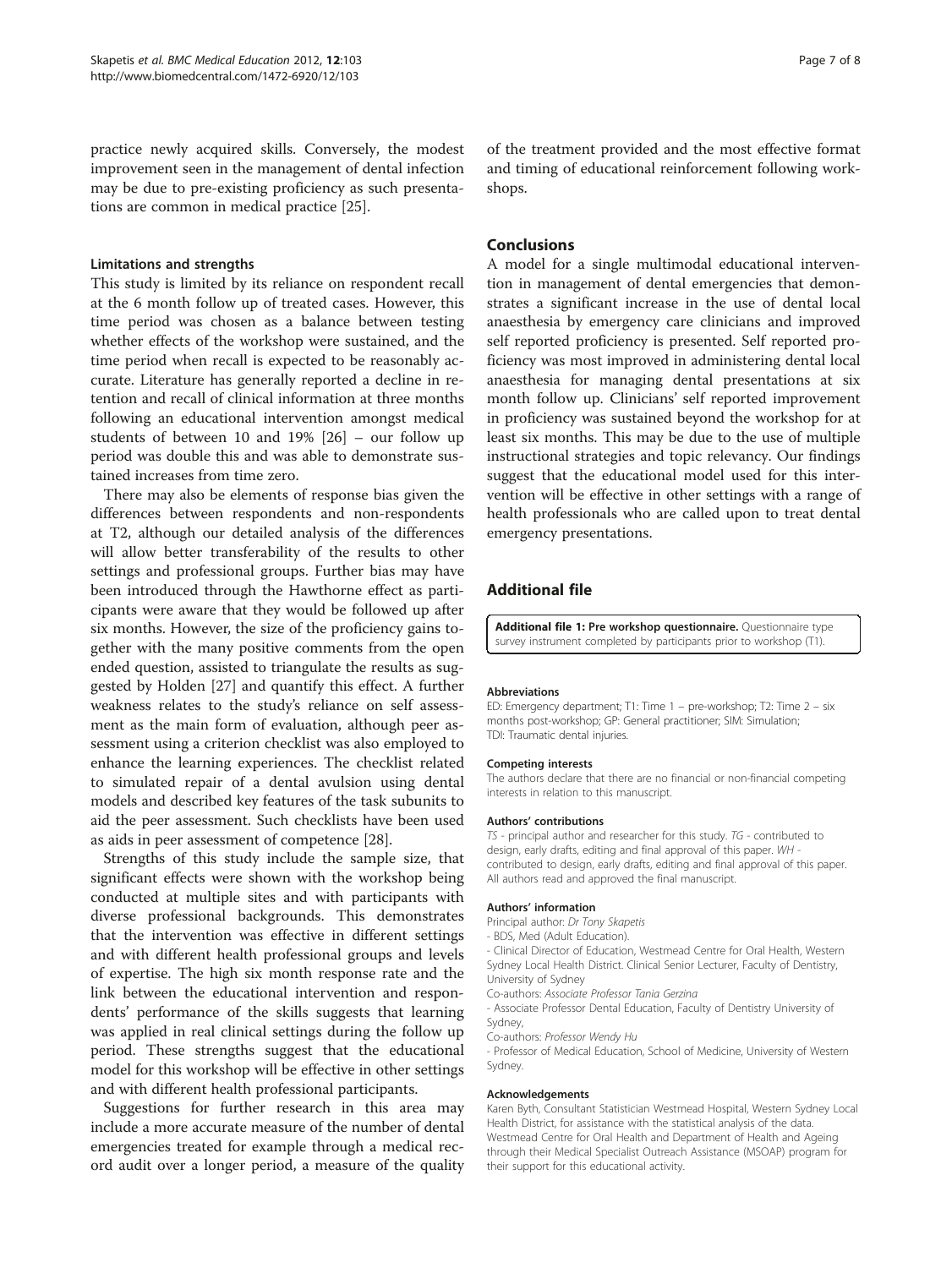practice newly acquired skills. Conversely, the modest improvement seen in the management of dental infection may be due to pre-existing proficiency as such presentations are common in medical practice [25].

#### Limitations and strengths

This study is limited by its reliance on respondent recall at the 6 month follow up of treated cases. However, this time period was chosen as a balance between testing whether effects of the workshop were sustained, and the time period when recall is expected to be reasonably accurate. Literature has generally reported a decline in retention and recall of clinical information at three months following an educational intervention amongst medical students of between 10 and 19% [26] – our follow up period was double this and was able to demonstrate sustained increases from time zero.

There may also be elements of response bias given the differences between respondents and non-respondents at T2, although our detailed analysis of the differences will allow better transferability of the results to other settings and professional groups. Further bias may have been introduced through the Hawthorne effect as participants were aware that they would be followed up after six months. However, the size of the proficiency gains together with the many positive comments from the open ended question, assisted to triangulate the results as suggested by Holden [27] and quantify this effect. A further weakness relates to the study's reliance on self assessment as the main form of evaluation, although peer assessment using a criterion checklist was also employed to enhance the learning experiences. The checklist related to simulated repair of a dental avulsion using dental models and described key features of the task subunits to aid the peer assessment. Such checklists have been used as aids in peer assessment of competence [28].

Strengths of this study include the sample size, that significant effects were shown with the workshop being conducted at multiple sites and with participants with diverse professional backgrounds. This demonstrates that the intervention was effective in different settings and with different health professional groups and levels of expertise. The high six month response rate and the link between the educational intervention and respondents' performance of the skills suggests that learning was applied in real clinical settings during the follow up period. These strengths suggest that the educational model for this workshop will be effective in other settings and with different health professional participants.

Suggestions for further research in this area may include a more accurate measure of the number of dental emergencies treated for example through a medical record audit over a longer period, a measure of the quality of the treatment provided and the most effective format and timing of educational reinforcement following workshops.

## Conclusions

A model for a single multimodal educational intervention in management of dental emergencies that demonstrates a significant increase in the use of dental local anaesthesia by emergency care clinicians and improved self reported proficiency is presented. Self reported proficiency was most improved in administering dental local anaesthesia for managing dental presentations at six month follow up. Clinicians' self reported improvement in proficiency was sustained beyond the workshop for at least six months. This may be due to the use of multiple instructional strategies and topic relevancy. Our findings suggest that the educational model used for this intervention will be effective in other settings with a range of health professionals who are called upon to treat dental emergency presentations.

## Additional file

**Additional file 1: Pre workshop questionnaire.** Questionnaire type survey instrument completed by participants prior to workshop (T1).

#### Abbreviations

ED: Emergency department; T1: Time 1 – pre-workshop; T2: Time 2 – six months post-workshop; GP: General practitioner; SIM: Simulation; TDI: Traumatic dental injuries.

#### Competing interests

The authors declare that there are no financial or non-financial competing interests in relation to this manuscript.

#### Authors' contributions

*TS* - principal author and researcher for this study. *TG* - contributed to design, early drafts, editing and final approval of this paper. *WH* - contributed to design, early drafts, editing and final approval of this paper. All authors read and approved the final manuscript.

#### Authors' information

Principal author: *Dr Tony Skapetis*

- BDS, Med (Adult Education).

- Clinical Director of Education, Westmead Centre for Oral Health, Western Sydney Local Health District. Clinical Senior Lecturer, Faculty of Dentistry, University of Sydney

Co-authors: *Associate Professor Tania Gerzina*

- Associate Professor Dental Education, Faculty of Dentistry University of Sydney,

Co-authors: *Professor Wendy Hu*

- Professor of Medical Education, School of Medicine, University of Western Sydney.

#### Acknowledgements

Karen Byth, Consultant Statistician Westmead Hospital, Western Sydney Local Health District, for assistance with the statistical analysis of the data. Westmead Centre for Oral Health and Department of Health and Ageing through their Medical Specialist Outreach Assistance (MSOAP) program for their support for this educational activity.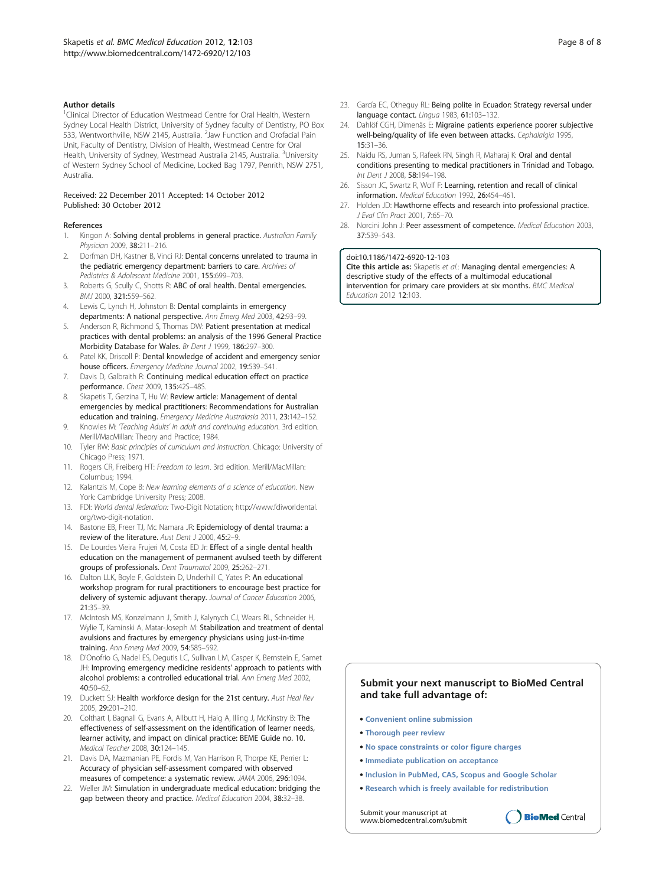#### Author details

[1]Clinical Director of Education Westmead Centre for Oral Health, Western Sydney Local Health District, University of Sydney faculty of Dentistry, PO Box 533, Wentworthville, NSW 2145, Australia. [2]Jaw Function and Orofacial Pain Unit, Faculty of Dentistry, Division of Health, Westmead Centre for Oral Health, University of Sydney, Westmead Australia 2145, Australia. [3]University of Western Sydney School of Medicine, Locked Bag 1797, Penrith, NSW 2751, Australia.

Received: 22 December 2011 Accepted: 14 October 2012
Published: 30 October 2012

#### References

1. Kingon A: **Solving dental problems in general practice.** *Australian Family Physician* 2009, **38:**211–216.
2. Dorfman DH, Kastner B, Vinci RJ: **Dental concerns unrelated to trauma in the pediatric emergency department: barriers to care.** *Archives of Pediatrics & Adolescent Medicine* 2001, **155:**699–703.
3. Roberts G, Scully C, Shotts R: **ABC of oral health. Dental emergencies.** *BMJ* 2000, **321:**559–562.
4. Lewis C, Lynch H, Johnston B: **Dental complaints in emergency departments: A national perspective.** *Ann Emerg Med* 2003, **42:**93–99.
5. Anderson R, Richmond S, Thomas DW: **Patient presentation at medical practices with dental problems: an analysis of the 1996 General Practice Morbidity Database for Wales.** *Br Dent J* 1999, **186:**297–300.
6. Patel KK, Driscoll P: **Dental knowledge of accident and emergency senior house officers.** *Emergency Medicine Journal* 2002, **19:**539–541.
7. Davis D, Galbraith R: **Continuing medical education effect on practice performance.** *Chest* 2009, **135:**42S–48S.
8. Skapetis T, Gerzina T, Hu W: **Review article: Management of dental emergencies by medical practitioners: Recommendations for Australian education and training.** *Emergency Medicine Australasia* 2011, **23:**142–152.
9. Knowles M: *'Teaching Adults' in adult and continuing education.* 3rd edition. Merill/MacMillan: Theory and Practice; 1984.
10. Tyler RW: *Basic principles of curriculum and instruction.* Chicago: University of Chicago Press; 1971.
11. Rogers CR, Freiberg HT: *Freedom to learn.* 3rd edition. Merill/MacMillan: Columbus; 1994.
12. Kalantzis M, Cope B: *New learning elements of a science of education.* New York: Cambridge University Press; 2008.
13. FDI: *World dental federation:* Two-Digit Notation; http://www.fdiworldental.org/two-digit-notation.
14. Bastone EB, Freer TJ, Mc Namara JR: **Epidemiology of dental trauma: a review of the literature.** *Aust Dent J* 2000, **45:**2–9.
15. De Lourdes Vieira Frujeri M, Costa ED Jr: **Effect of a single dental health education on the management of permanent avulsed teeth by different groups of professionals.** *Dent Traumatol* 2009, **25:**262–271.
16. Dalton LLK, Boyle F, Goldstein D, Underhill C, Yates P: **An educational workshop program for rural practitioners to encourage best practice for delivery of systemic adjuvant therapy.** *Journal of Cancer Education* 2006, **21:**35–39.
17. McIntosh MS, Konzelmann J, Smith J, Kalynych CJ, Wears RL, Schneider H, Wylie T, Kaminski A, Matar-Joseph M: **Stabilization and treatment of dental avulsions and fractures by emergency physicians using just-in-time training.** *Ann Emerg Med* 2009, **54:**585–592.
18. D'Onofrio G, Nadel ES, Degutis LC, Sullivan LM, Casper K, Bernstein E, Samet JH: **Improving emergency medicine residents' approach to patients with alcohol problems: a controlled educational trial.** *Ann Emerg Med* 2002, **40:**50–62.
19. Duckett SJ: **Health workforce design for the 21st century.** *Aust Heal Rev* 2005, **29:**201–210.
20. Colthart I, Bagnall G, Evans A, Allbutt H, Haig A, Illing J, McKinstry B: **The effectiveness of self-assessment on the identification of learner needs, learner activity, and impact on clinical practice: BEME Guide no. 10.** *Medical Teacher* 2008, **30:**124–145.
21. Davis DA, Mazmanian PE, Fordis M, Van Harrison R, Thorpe KE, Perrier L: **Accuracy of physician self-assessment compared with observed measures of competence: a systematic review.** *JAMA* 2006, **296:**1094.
22. Weller JM: **Simulation in undergraduate medical education: bridging the gap between theory and practice.** *Medical Education* 2004, **38:**32–38.
23. García EC, Otheguy RL: **Being polite in Ecuador: Strategy reversal under language contact.** *Lingua* 1983, **61:**103–132.
24. Dahlöf CGH, Dimenäs E: **Migraine patients experience poorer subjective well-being/quality of life even between attacks.** *Cephalalgia* 1995, **15:**31–36.
25. Naidu RS, Juman S, Rafeek RN, Singh R, Maharaj K: **Oral and dental conditions presenting to medical practitioners in Trinidad and Tobago.** *Int Dent J* 2008, **58:**194–198.
26. Sisson JC, Swartz R, Wolf F: **Learning, retention and recall of clinical information.** *Medical Education* 1992, **26:**454–461.
27. Holden JD: **Hawthorne effects and research into professional practice.** *J Eval Clin Pract* 2001, **7:**65–70.
28. Norcini John J: **Peer assessment of competence.** *Medical Education* 2003, **37:**539–543.

doi:10.1186/1472-6920-12-103
**Cite this article as:** Skapetis *et al.*: Managing dental emergencies: A descriptive study of the effects of a multimodal educational intervention for primary care providers at six months. *BMC Medical Education* 2012 **12**:103.

**Submit your next manuscript to BioMed Central and take full advantage of:**

- **Convenient online submission**
- **Thorough peer review**
- **No space constraints or color figure charges**
- **Immediate publication on acceptance**
- **Inclusion in PubMed, CAS, Scopus and Google Scholar**
- **Research which is freely available for redistribution**

Submit your manuscript at
www.biomedcentral.com/submit